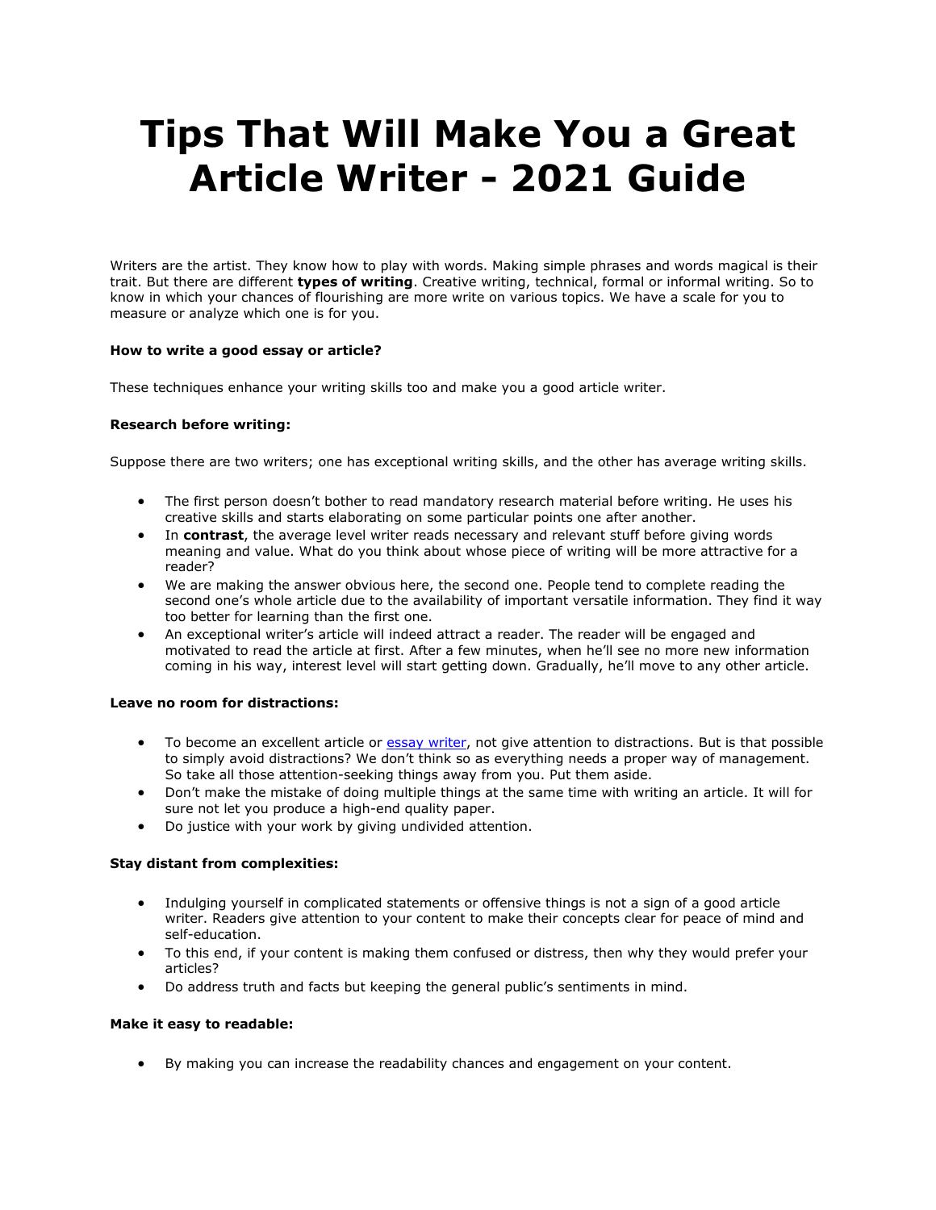# Tips That Will Make You a Great Article Writer - 2021 Guide

Writers are the artist. They know how to play with words. Making simple phrases and words magical is their trait. But there are different **types of writing**. Creative writing, technical, formal or informal writing. So to know in which your chances of flourishing are more write on various topics. We have a scale for you to measure or analyze which one is for you.

**How to write a good essay or article?**

These techniques enhance your writing skills too and make you a good article writer.

**Research before writing:**

Suppose there are two writers; one has exceptional writing skills, and the other has average writing skills.

- The first person doesn't bother to read mandatory research material before writing. He uses his creative skills and starts elaborating on some particular points one after another.
- In **contrast**, the average level writer reads necessary and relevant stuff before giving words meaning and value. What do you think about whose piece of writing will be more attractive for a reader?
- We are making the answer obvious here, the second one. People tend to complete reading the second one's whole article due to the availability of important versatile information. They find it way too better for learning than the first one.
- An exceptional writer's article will indeed attract a reader. The reader will be engaged and motivated to read the article at first. After a few minutes, when he'll see no more new information coming in his way, interest level will start getting down. Gradually, he'll move to any other article.

**Leave no room for distractions:**

- To become an excellent article or essay writer, not give attention to distractions. But is that possible to simply avoid distractions? We don't think so as everything needs a proper way of management. So take all those attention-seeking things away from you. Put them aside.
- Don't make the mistake of doing multiple things at the same time with writing an article. It will for sure not let you produce a high-end quality paper.
- Do justice with your work by giving undivided attention.

**Stay distant from complexities:**

- Indulging yourself in complicated statements or offensive things is not a sign of a good article writer. Readers give attention to your content to make their concepts clear for peace of mind and self-education.
- To this end, if your content is making them confused or distress, then why they would prefer your articles?
- Do address truth and facts but keeping the general public's sentiments in mind.

**Make it easy to readable:**

- By making you can increase the readability chances and engagement on your content.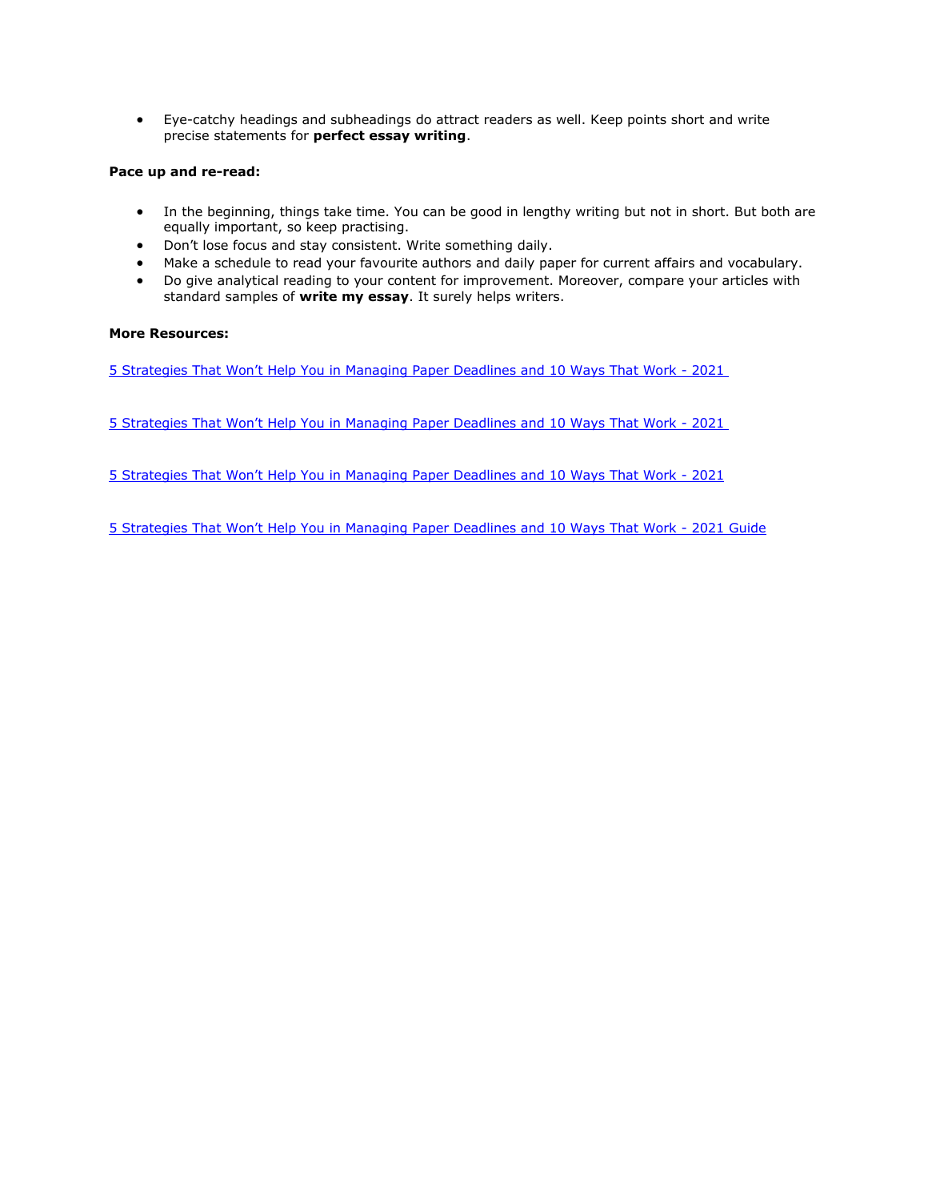- Eye-catchy headings and subheadings do attract readers as well. Keep points short and write precise statements for **perfect essay writing**.

**Pace up and re-read:**

- In the beginning, things take time. You can be good in lengthy writing but not in short. But both are equally important, so keep practising.
- Don't lose focus and stay consistent. Write something daily.
- Make a schedule to read your favourite authors and daily paper for current affairs and vocabulary.
- Do give analytical reading to your content for improvement. Moreover, compare your articles with standard samples of **write my essay**. It surely helps writers.

**More Resources:**

5 Strategies That Won't Help You in Managing Paper Deadlines and 10 Ways That Work - 2021

5 Strategies That Won't Help You in Managing Paper Deadlines and 10 Ways That Work - 2021

5 Strategies That Won't Help You in Managing Paper Deadlines and 10 Ways That Work - 2021

5 Strategies That Won't Help You in Managing Paper Deadlines and 10 Ways That Work - 2021 Guide